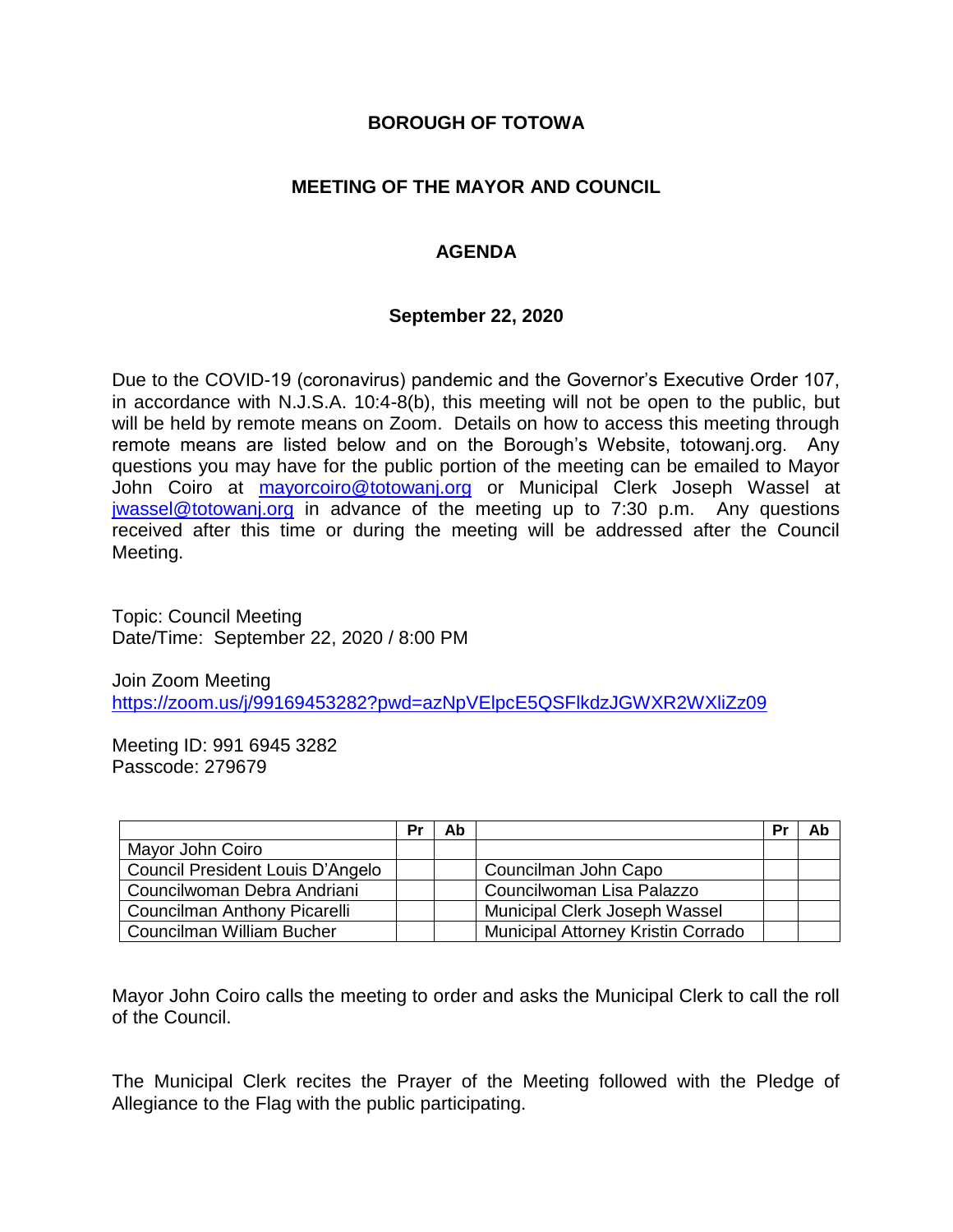**BOROUGH OF TOTOWA**

**MEETING OF THE MAYOR AND COUNCIL**

**AGENDA**

**September 22, 2020**

Due to the COVID-19 (coronavirus) pandemic and the Governor's Executive Order 107, in accordance with N.J.S.A. 10:4-8(b), this meeting will not be open to the public, but will be held by remote means on Zoom. Details on how to access this meeting through remote means are listed below and on the Borough's Website, totowanj.org. Any questions you may have for the public portion of the meeting can be emailed to Mayor John Coiro at mayorcoiro@totowanj.org or Municipal Clerk Joseph Wassel at jwassel@totowanj.org in advance of the meeting up to 7:30 p.m. Any questions received after this time or during the meeting will be addressed after the Council Meeting.

Topic: Council Meeting
Date/Time: September 22, 2020 / 8:00 PM

Join Zoom Meeting
https://zoom.us/j/99169453282?pwd=azNpVElpcE5QSFlkdzJGWXR2WXliZz09

Meeting ID: 991 6945 3282
Passcode: 279679

| | Pr | Ab | | Pr | Ab |
|---|---|---|---|---|---|
| Mayor John Coiro | | | | | |
| Council President Louis D'Angelo | | | Councilman John Capo | | |
| Councilwoman Debra Andriani | | | Councilwoman Lisa Palazzo | | |
| Councilman Anthony Picarelli | | | Municipal Clerk Joseph Wassel | | |
| Councilman William Bucher | | | Municipal Attorney Kristin Corrado | | |

Mayor John Coiro calls the meeting to order and asks the Municipal Clerk to call the roll of the Council.

The Municipal Clerk recites the Prayer of the Meeting followed with the Pledge of Allegiance to the Flag with the public participating.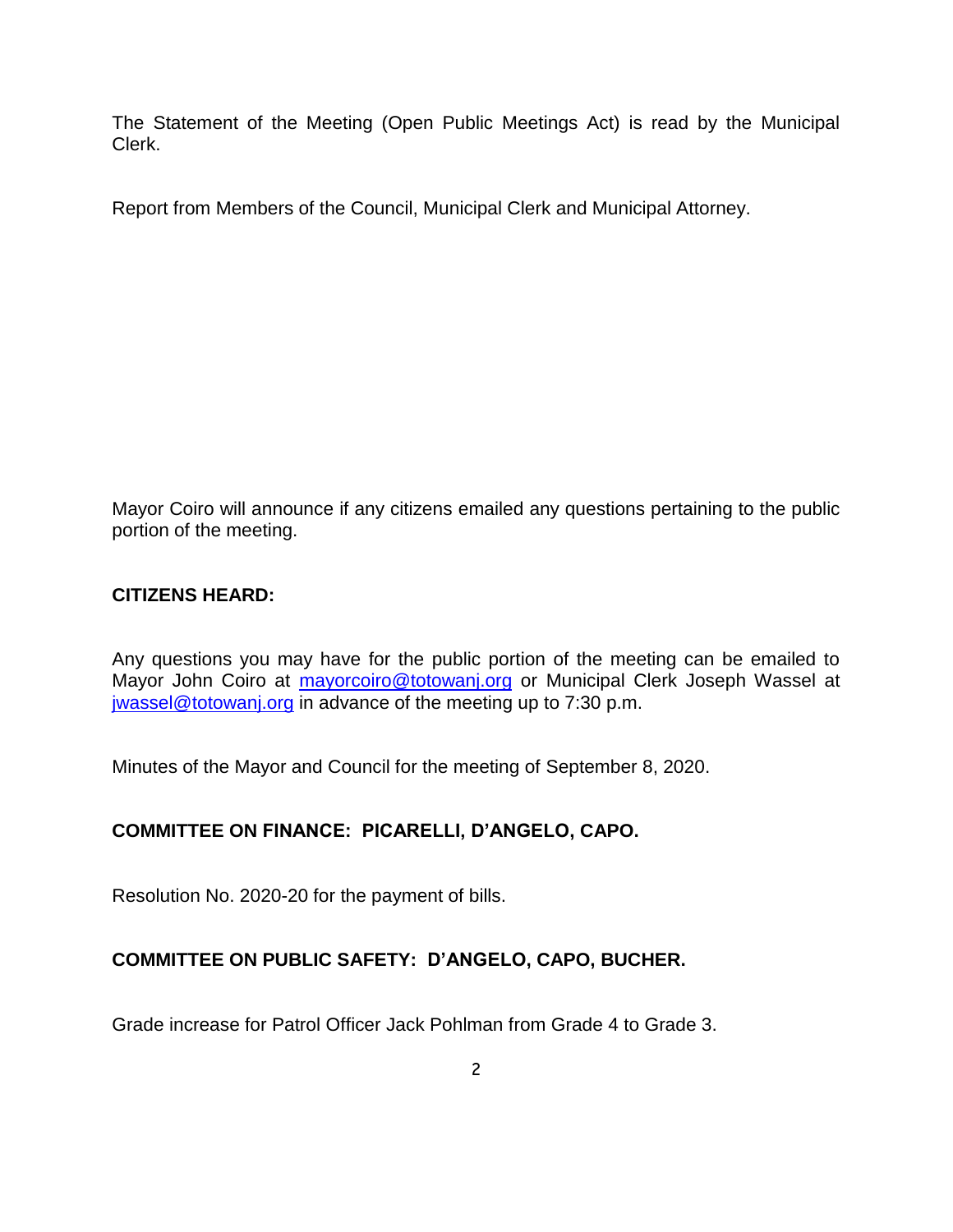The Statement of the Meeting (Open Public Meetings Act) is read by the Municipal Clerk.

Report from Members of the Council, Municipal Clerk and Municipal Attorney.

Mayor Coiro will announce if any citizens emailed any questions pertaining to the public portion of the meeting.

**CITIZENS HEARD:**

Any questions you may have for the public portion of the meeting can be emailed to Mayor John Coiro at [mayorcoiro@totowanj.org](mailto:mayorcoiro@totowanj.org) or Municipal Clerk Joseph Wassel at [jwassel@totowanj.org](mailto:jwassel@totowanj.org) in advance of the meeting up to 7:30 p.m.

Minutes of the Mayor and Council for the meeting of September 8, 2020.

**COMMITTEE ON FINANCE: PICARELLI, D'ANGELO, CAPO.**

Resolution No. 2020-20 for the payment of bills.

**COMMITTEE ON PUBLIC SAFETY: D'ANGELO, CAPO, BUCHER.**

Grade increase for Patrol Officer Jack Pohlman from Grade 4 to Grade 3.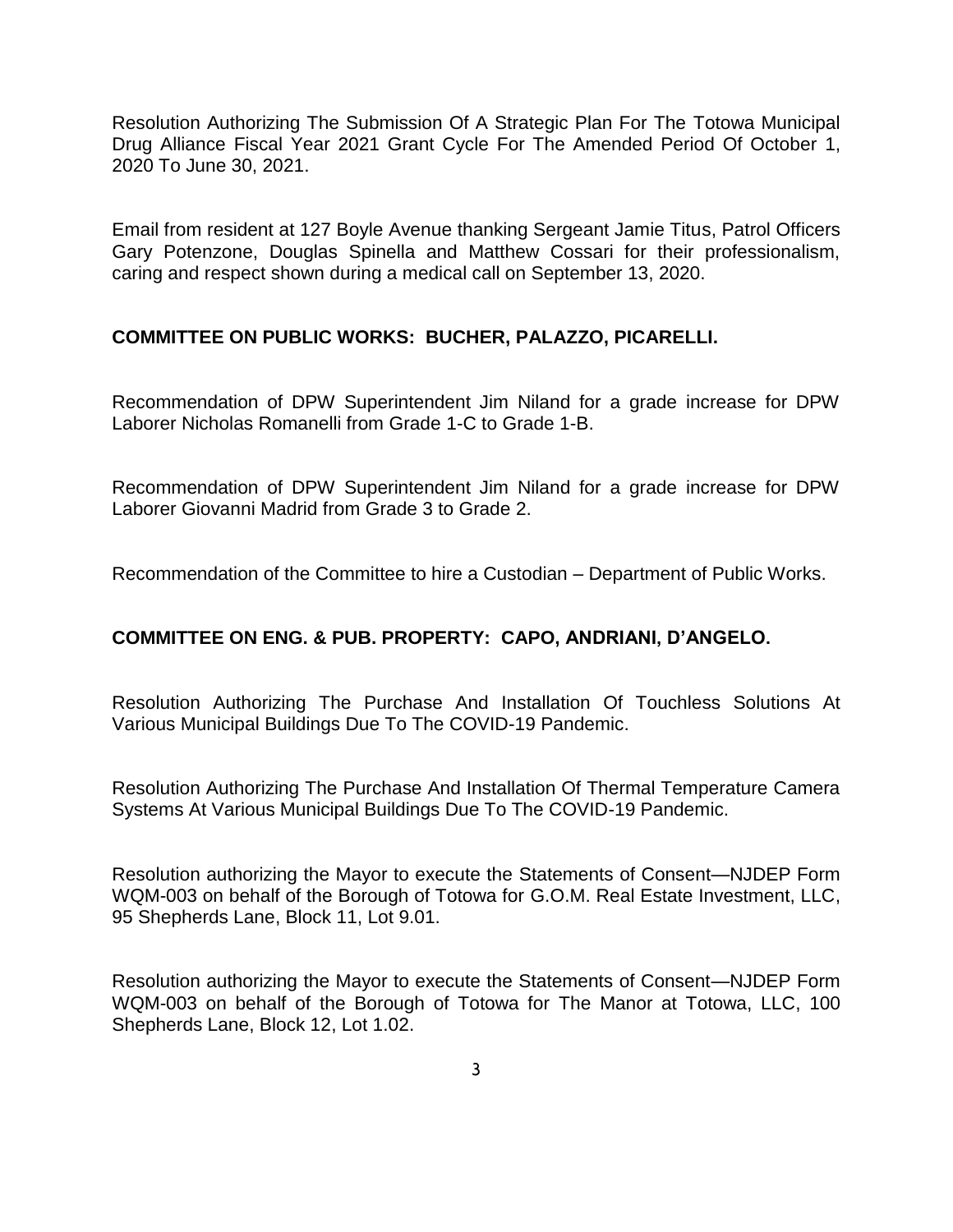Resolution Authorizing The Submission Of A Strategic Plan For The Totowa Municipal Drug Alliance Fiscal Year 2021 Grant Cycle For The Amended Period Of October 1, 2020 To June 30, 2021.

Email from resident at 127 Boyle Avenue thanking Sergeant Jamie Titus, Patrol Officers Gary Potenzone, Douglas Spinella and Matthew Cossari for their professionalism, caring and respect shown during a medical call on September 13, 2020.

**COMMITTEE ON PUBLIC WORKS: BUCHER, PALAZZO, PICARELLI.**

Recommendation of DPW Superintendent Jim Niland for a grade increase for DPW Laborer Nicholas Romanelli from Grade 1-C to Grade 1-B.

Recommendation of DPW Superintendent Jim Niland for a grade increase for DPW Laborer Giovanni Madrid from Grade 3 to Grade 2.

Recommendation of the Committee to hire a Custodian – Department of Public Works.

**COMMITTEE ON ENG. & PUB. PROPERTY: CAPO, ANDRIANI, D'ANGELO.**

Resolution Authorizing The Purchase And Installation Of Touchless Solutions At Various Municipal Buildings Due To The COVID-19 Pandemic.

Resolution Authorizing The Purchase And Installation Of Thermal Temperature Camera Systems At Various Municipal Buildings Due To The COVID-19 Pandemic.

Resolution authorizing the Mayor to execute the Statements of Consent—NJDEP Form WQM-003 on behalf of the Borough of Totowa for G.O.M. Real Estate Investment, LLC, 95 Shepherds Lane, Block 11, Lot 9.01.

Resolution authorizing the Mayor to execute the Statements of Consent—NJDEP Form WQM-003 on behalf of the Borough of Totowa for The Manor at Totowa, LLC, 100 Shepherds Lane, Block 12, Lot 1.02.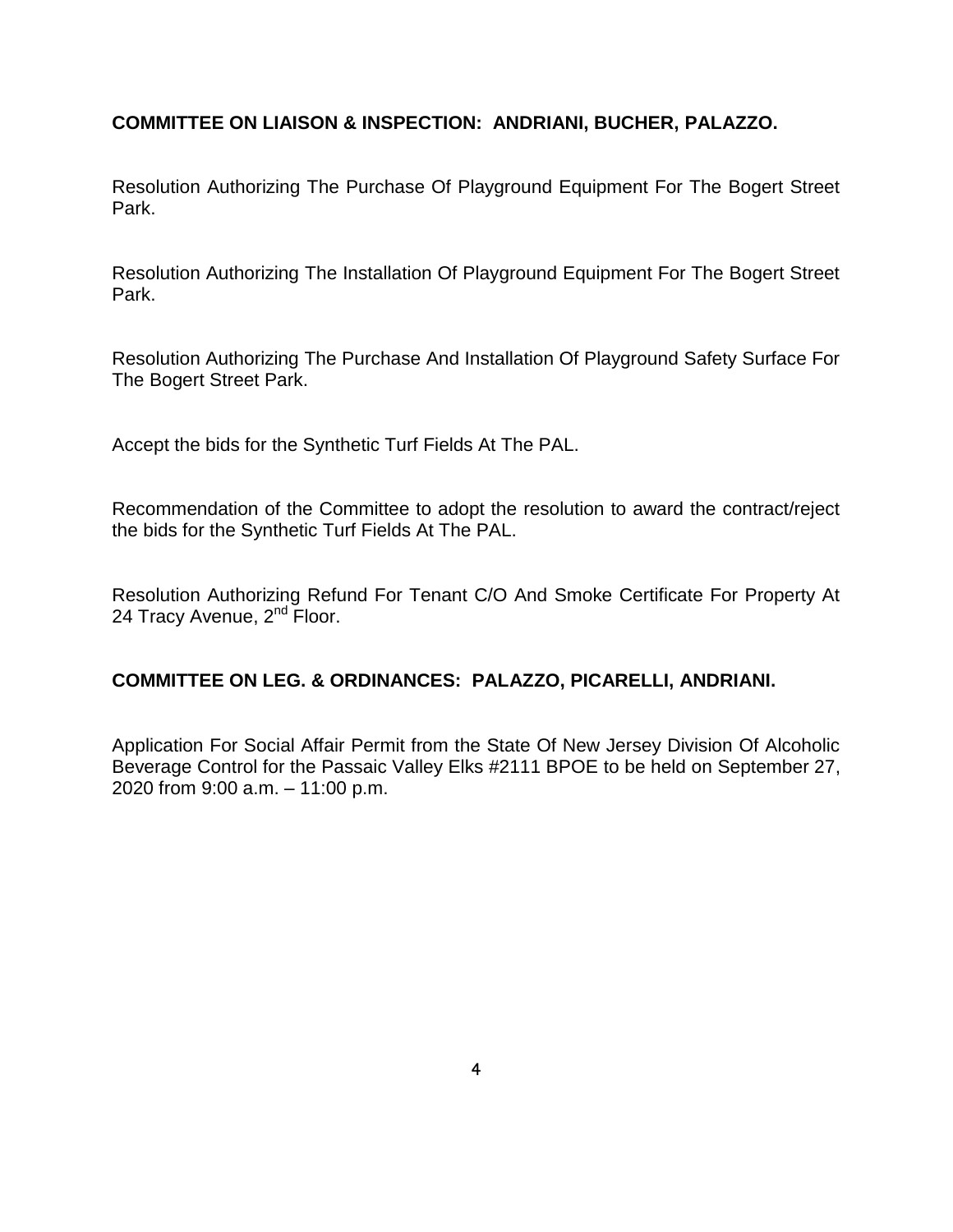**COMMITTEE ON LIAISON & INSPECTION: ANDRIANI, BUCHER, PALAZZO.**

Resolution Authorizing The Purchase Of Playground Equipment For The Bogert Street Park.

Resolution Authorizing The Installation Of Playground Equipment For The Bogert Street Park.

Resolution Authorizing The Purchase And Installation Of Playground Safety Surface For The Bogert Street Park.

Accept the bids for the Synthetic Turf Fields At The PAL.

Recommendation of the Committee to adopt the resolution to award the contract/reject the bids for the Synthetic Turf Fields At The PAL.

Resolution Authorizing Refund For Tenant C/O And Smoke Certificate For Property At 24 Tracy Avenue, 2nd Floor.

**COMMITTEE ON LEG. & ORDINANCES: PALAZZO, PICARELLI, ANDRIANI.**

Application For Social Affair Permit from the State Of New Jersey Division Of Alcoholic Beverage Control for the Passaic Valley Elks #2111 BPOE to be held on September 27, 2020 from 9:00 a.m. – 11:00 p.m.